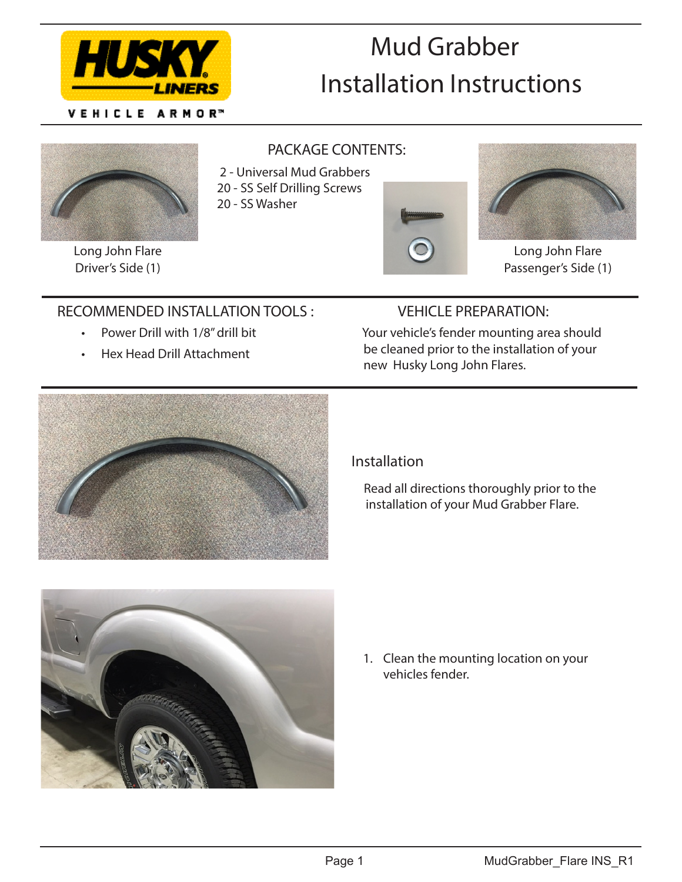HUSKY LINERS

VEHICLE ARMOR™

# Mud Grabber Installation Instructions

## PACKAGE CONTENTS:

2 - Universal Mud Grabbers
20 - SS Self Drilling Screws
20 - SS Washer

Long John Flare Driver's Side (1)

Long John Flare Passenger's Side (1)

## RECOMMENDED INSTALLATION TOOLS :

- Power Drill with 1/8" drill bit
- Hex Head Drill Attachment

## VEHICLE PREPARATION:

Your vehicle's fender mounting area should be cleaned prior to the installation of your new Husky Long John Flares.

## Installation

Read all directions thoroughly prior to the installation of your Mud Grabber Flare.

1. Clean the mounting location on your vehicles fender.

MudGrabber_Flare INS_R1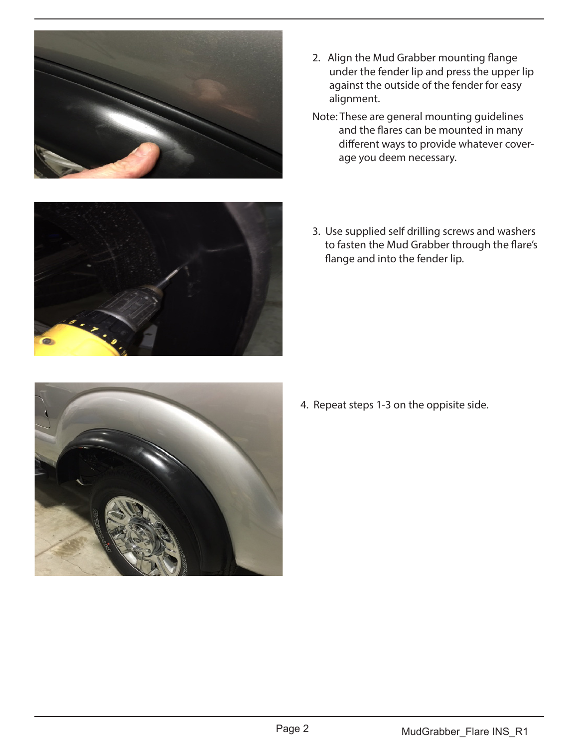2. Align the Mud Grabber mounting flange under the fender lip and press the upper lip against the outside of the fender for easy alignment.

Note: These are general mounting guidelines and the flares can be mounted in many different ways to provide whatever coverage you deem necessary.

3. Use supplied self drilling screws and washers to fasten the Mud Grabber through the flare's flange and into the fender lip.

4. Repeat steps 1-3 on the oppisite side.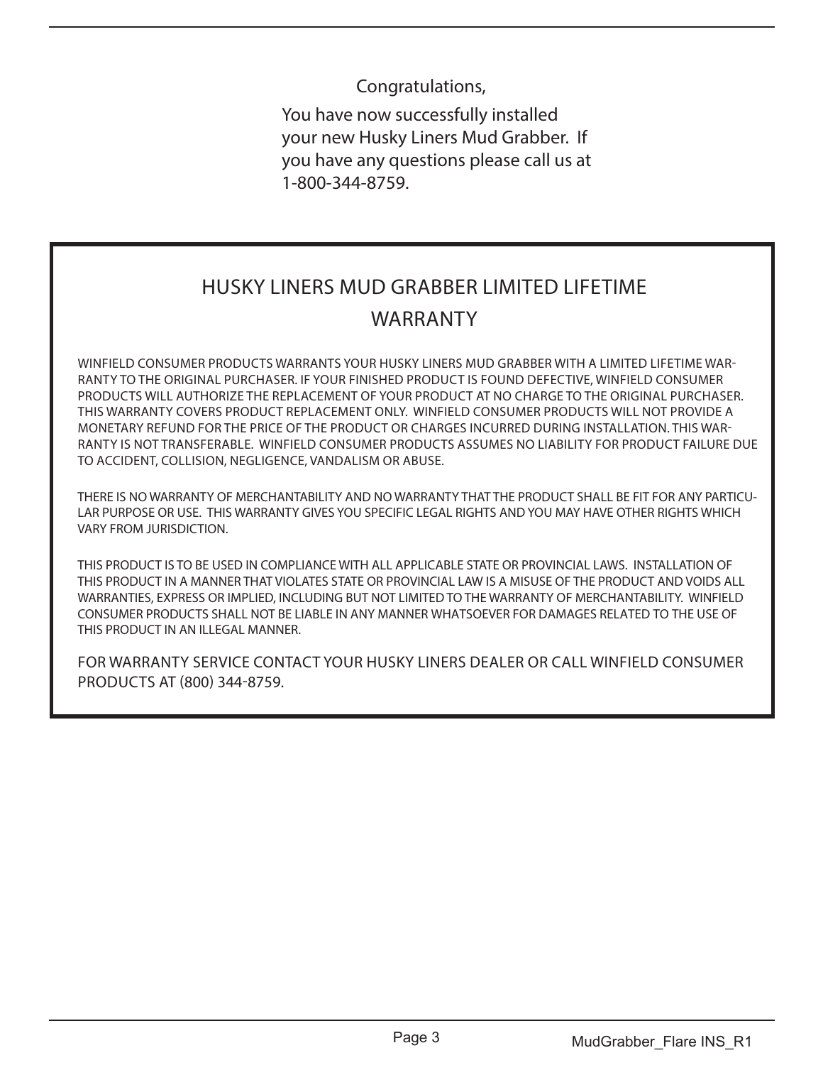Congratulations,

You have now successfully installed your new Husky Liners Mud Grabber. If you have any questions please call us at 1-800-344-8759.

## HUSKY LINERS MUD GRABBER LIMITED LIFETIME WARRANTY

WINFIELD CONSUMER PRODUCTS WARRANTS YOUR HUSKY LINERS MUD GRABBER WITH A LIMITED LIFETIME WARRANTY TO THE ORIGINAL PURCHASER. IF YOUR FINISHED PRODUCT IS FOUND DEFECTIVE, WINFIELD CONSUMER PRODUCTS WILL AUTHORIZE THE REPLACEMENT OF YOUR PRODUCT AT NO CHARGE TO THE ORIGINAL PURCHASER. THIS WARRANTY COVERS PRODUCT REPLACEMENT ONLY. WINFIELD CONSUMER PRODUCTS WILL NOT PROVIDE A MONETARY REFUND FOR THE PRICE OF THE PRODUCT OR CHARGES INCURRED DURING INSTALLATION. THIS WARRANTY IS NOT TRANSFERABLE. WINFIELD CONSUMER PRODUCTS ASSUMES NO LIABILITY FOR PRODUCT FAILURE DUE TO ACCIDENT, COLLISION, NEGLIGENCE, VANDALISM OR ABUSE.

THERE IS NO WARRANTY OF MERCHANTABILITY AND NO WARRANTY THAT THE PRODUCT SHALL BE FIT FOR ANY PARTICULAR PURPOSE OR USE. THIS WARRANTY GIVES YOU SPECIFIC LEGAL RIGHTS AND YOU MAY HAVE OTHER RIGHTS WHICH VARY FROM JURISDICTION.

THIS PRODUCT IS TO BE USED IN COMPLIANCE WITH ALL APPLICABLE STATE OR PROVINCIAL LAWS. INSTALLATION OF THIS PRODUCT IN A MANNER THAT VIOLATES STATE OR PROVINCIAL LAW IS A MISUSE OF THE PRODUCT AND VOIDS ALL WARRANTIES, EXPRESS OR IMPLIED, INCLUDING BUT NOT LIMITED TO THE WARRANTY OF MERCHANTABILITY. WINFIELD CONSUMER PRODUCTS SHALL NOT BE LIABLE IN ANY MANNER WHATSOEVER FOR DAMAGES RELATED TO THE USE OF THIS PRODUCT IN AN ILLEGAL MANNER.

FOR WARRANTY SERVICE CONTACT YOUR HUSKY LINERS DEALER OR CALL WINFIELD CONSUMER PRODUCTS AT (800) 344-8759.